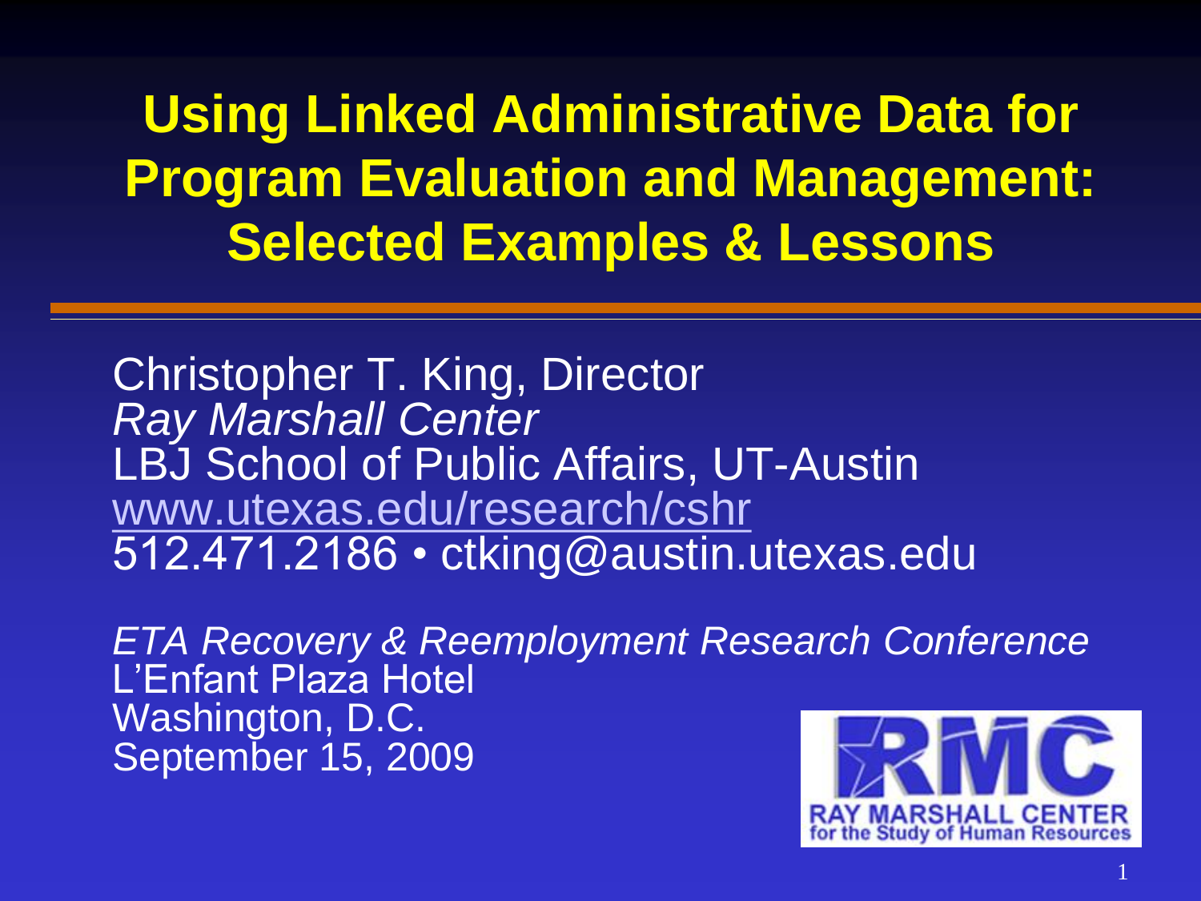# Using Linked Administrative Data for Program Evaluation and Management: Selected Examples & Lessons

Christopher T. King, Director
*Ray Marshall Center*
LBJ School of Public Affairs, UT-Austin
www.utexas.edu/research/cshr
512.471.2186 • ctking@austin.utexas.edu

*ETA Recovery & Reemployment Research Conference*
L'Enfant Plaza Hotel
Washington, D.C.
September 15, 2009

RMC
RAY MARSHALL CENTER
for the Study of Human Resources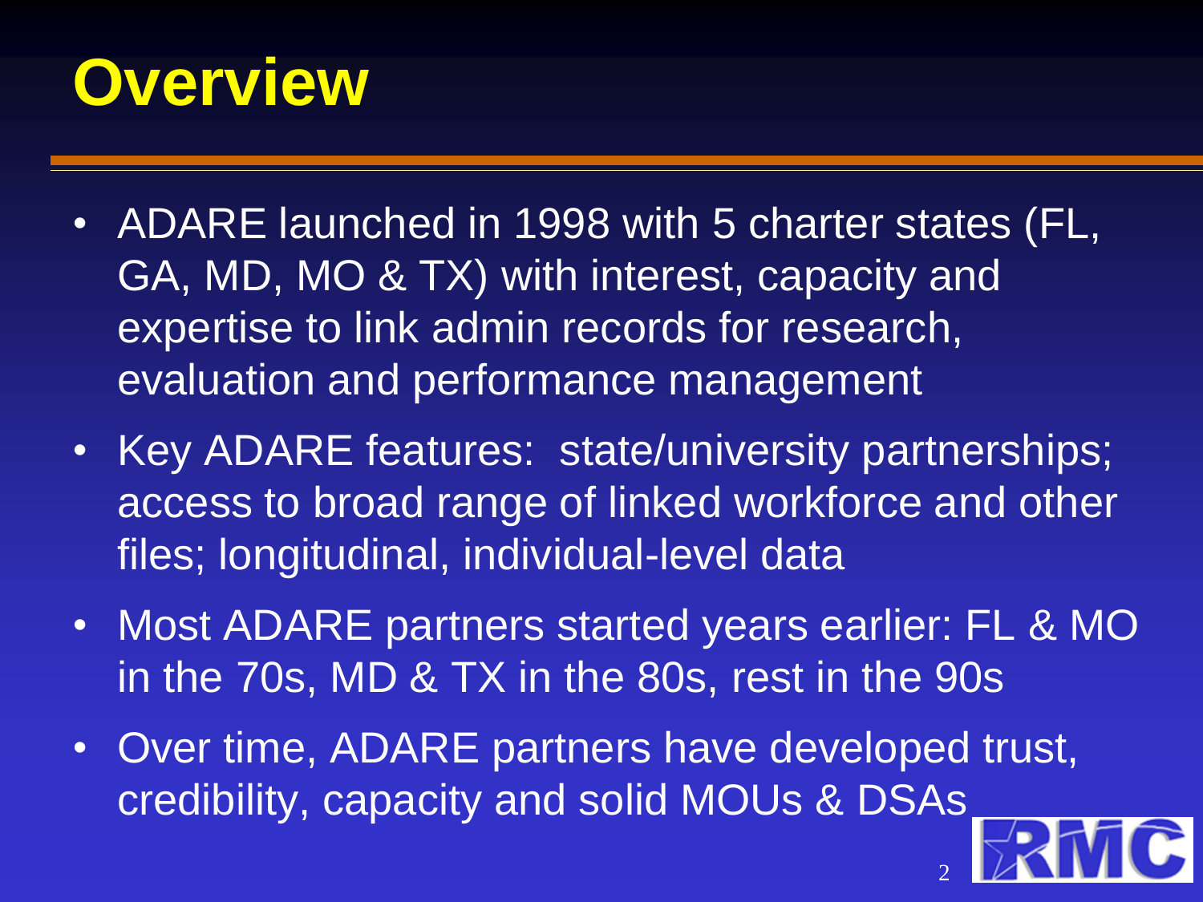# Overview

- ADARE launched in 1998 with 5 charter states (FL, GA, MD, MO & TX) with interest, capacity and expertise to link admin records for research, evaluation and performance management
- Key ADARE features: state/university partnerships; access to broad range of linked workforce and other files; longitudinal, individual-level data
- Most ADARE partners started years earlier: FL & MO in the 70s, MD & TX in the 80s, rest in the 90s
- Over time, ADARE partners have developed trust, credibility, capacity and solid MOUs & DSAs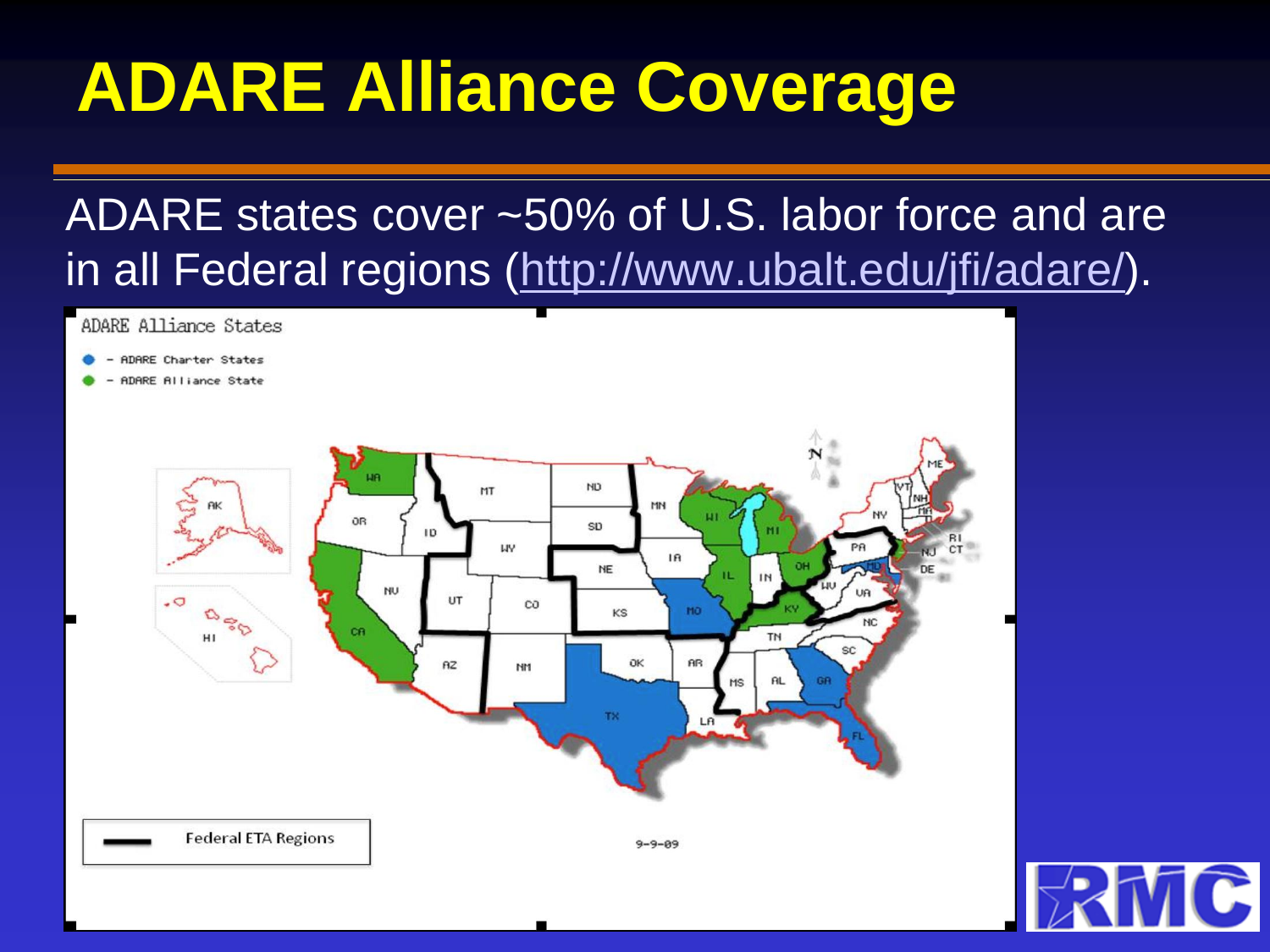# ADARE Alliance Coverage

ADARE states cover ~50% of U.S. labor force and are in all Federal regions (http://www.ubalt.edu/jfi/adare/).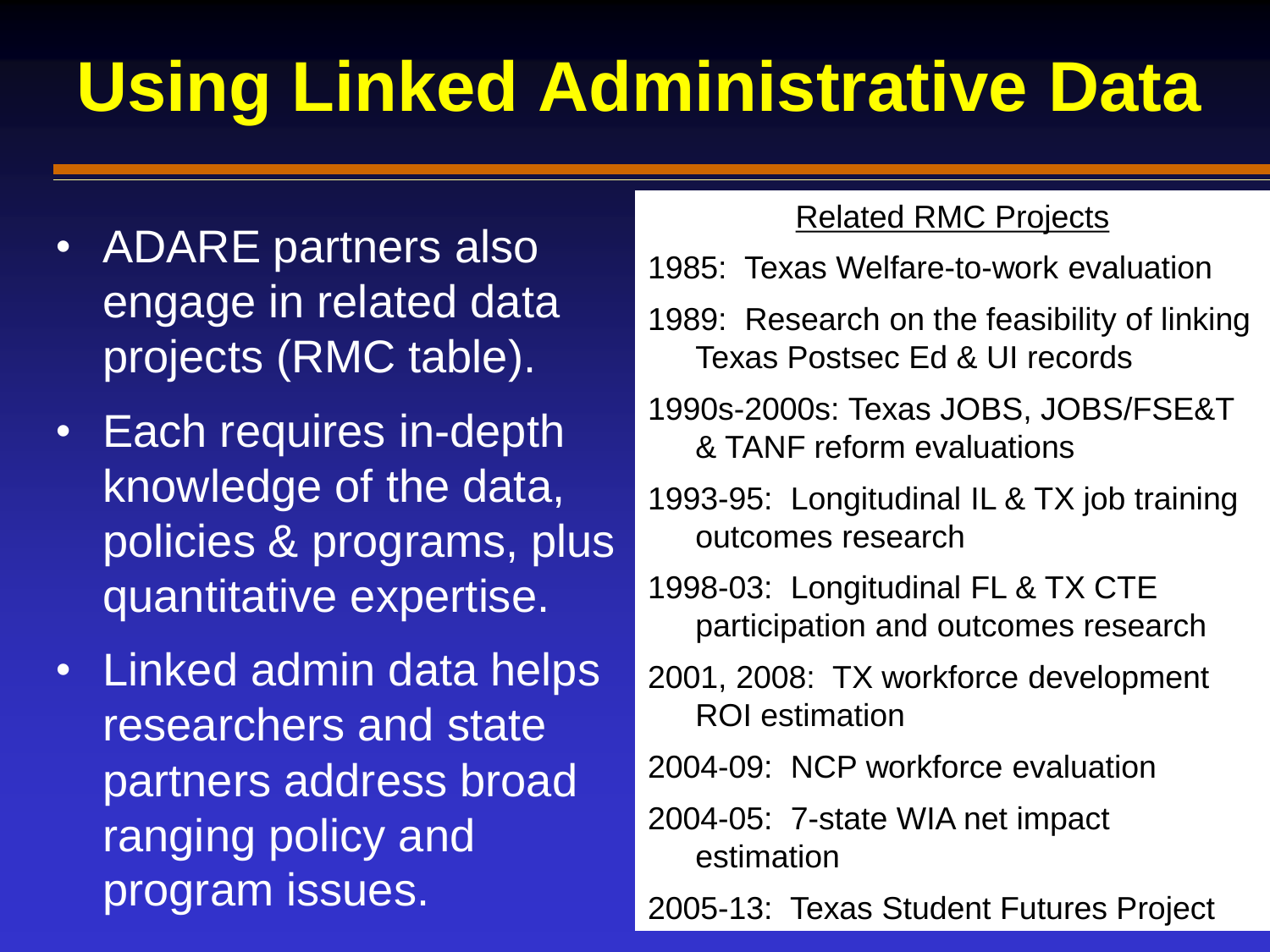# Using Linked Administrative Data

- ADARE partners also engage in related data projects (RMC table).
- Each requires in-depth knowledge of the data, policies & programs, plus quantitative expertise.
- Linked admin data helps researchers and state partners address broad ranging policy and program issues.

**Related RMC Projects**

1985: Texas Welfare-to-work evaluation

1989: Research on the feasibility of linking Texas Postsec Ed & UI records

1990s-2000s: Texas JOBS, JOBS/FSE&T & TANF reform evaluations

1993-95: Longitudinal IL & TX job training outcomes research

1998-03: Longitudinal FL & TX CTE participation and outcomes research

2001, 2008: TX workforce development ROI estimation

2004-09: NCP workforce evaluation

2004-05: 7-state WIA net impact estimation

2005-13: Texas Student Futures Project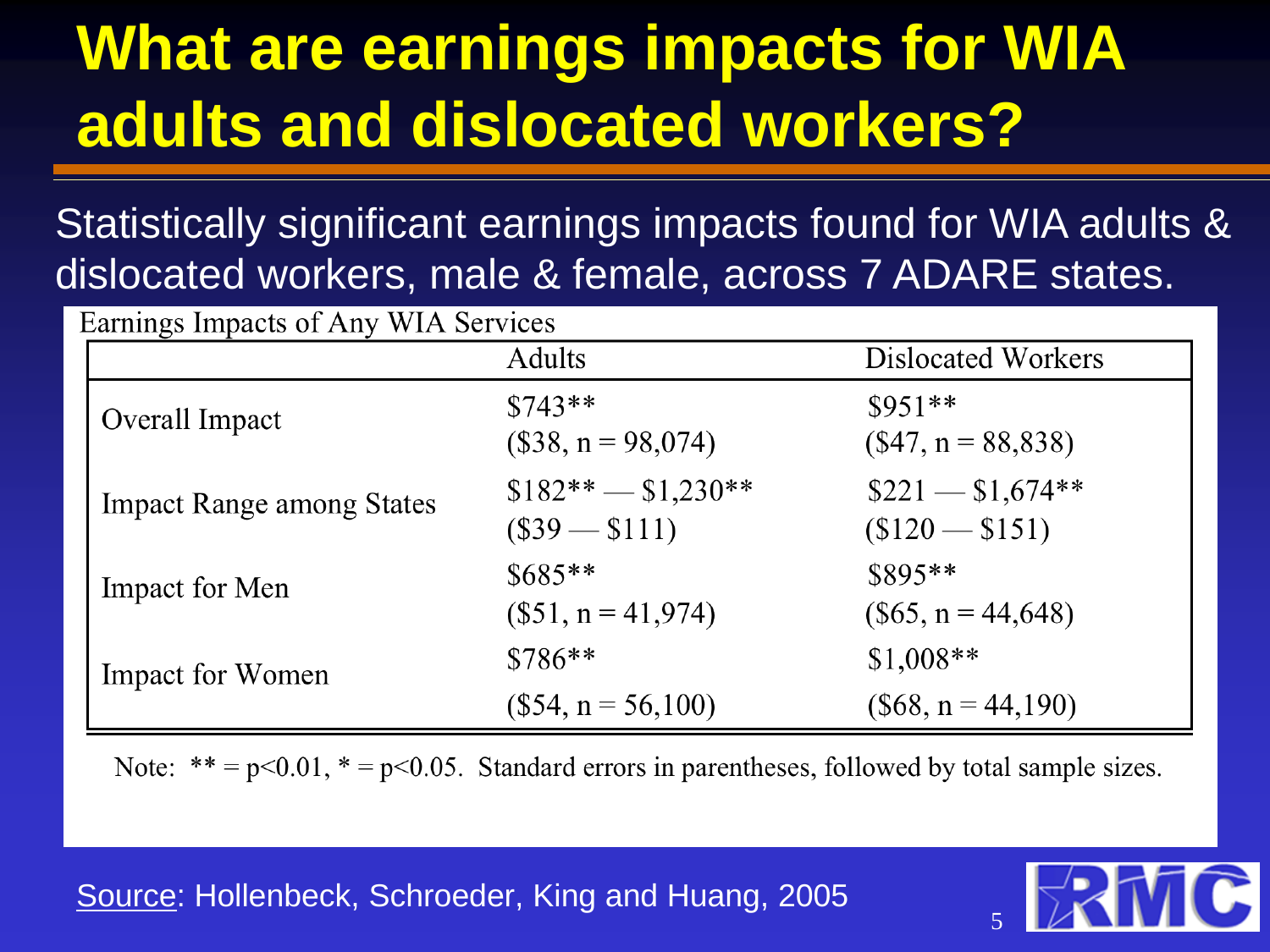# What are earnings impacts for WIA adults and dislocated workers?

Statistically significant earnings impacts found for WIA adults & dislocated workers, male & female, across 7 ADARE states.

Earnings Impacts of Any WIA Services

| | Adults | Dislocated Workers |
|---|---|---|
| Overall Impact | $743**<br>($38, n = 98,074) | $951**<br>($47, n = 88,838) |
| Impact Range among States | $182** — $1,230**<br>($39 — $111) | $221 — $1,674**<br>($120 — $151) |
| Impact for Men | $685**<br>($51, n = 41,974) | $895**<br>($65, n = 44,648) |
| Impact for Women | $786**<br>($54, n = 56,100) | $1,008**<br>($68, n = 44,190) |

Note: ** = $p<0.01$, * = $p<0.05$. Standard errors in parentheses, followed by total sample sizes.

Source: Hollenbeck, Schroeder, King and Huang, 2005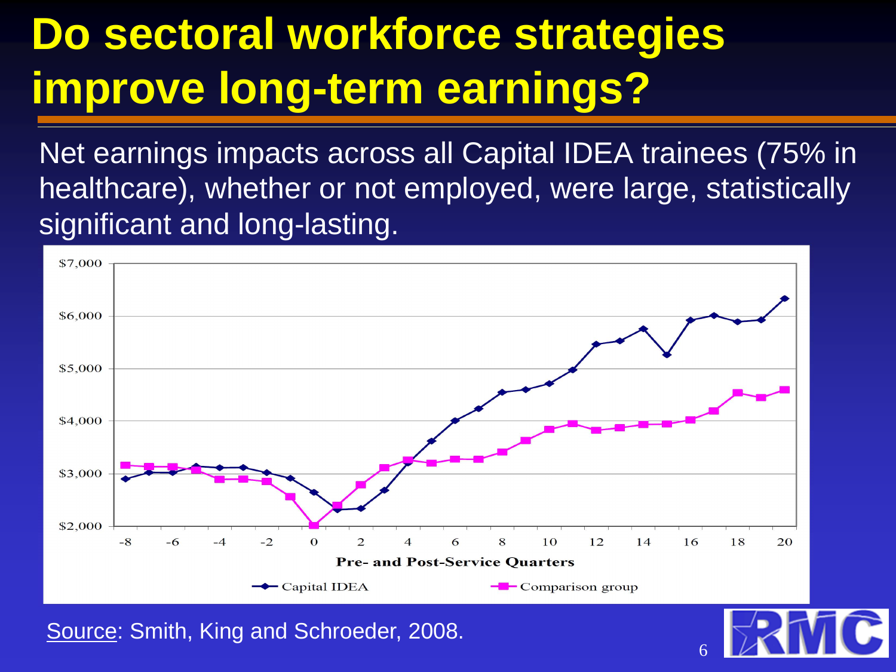# Do sectoral workforce strategies improve long-term earnings?

Net earnings impacts across all Capital IDEA trainees (75% in healthcare), whether or not employed, were large, statistically significant and long-lasting.

$7,000
$6,000
$5,000
$4,000
$3,000
$2,000

-8 -6 -4 -2 0 2 4 6 8 10 12 14 16 18 20

**Pre- and Post-Service Quarters**

Capital IDEA — Comparison group

Source: Smith, King and Schroeder, 2008.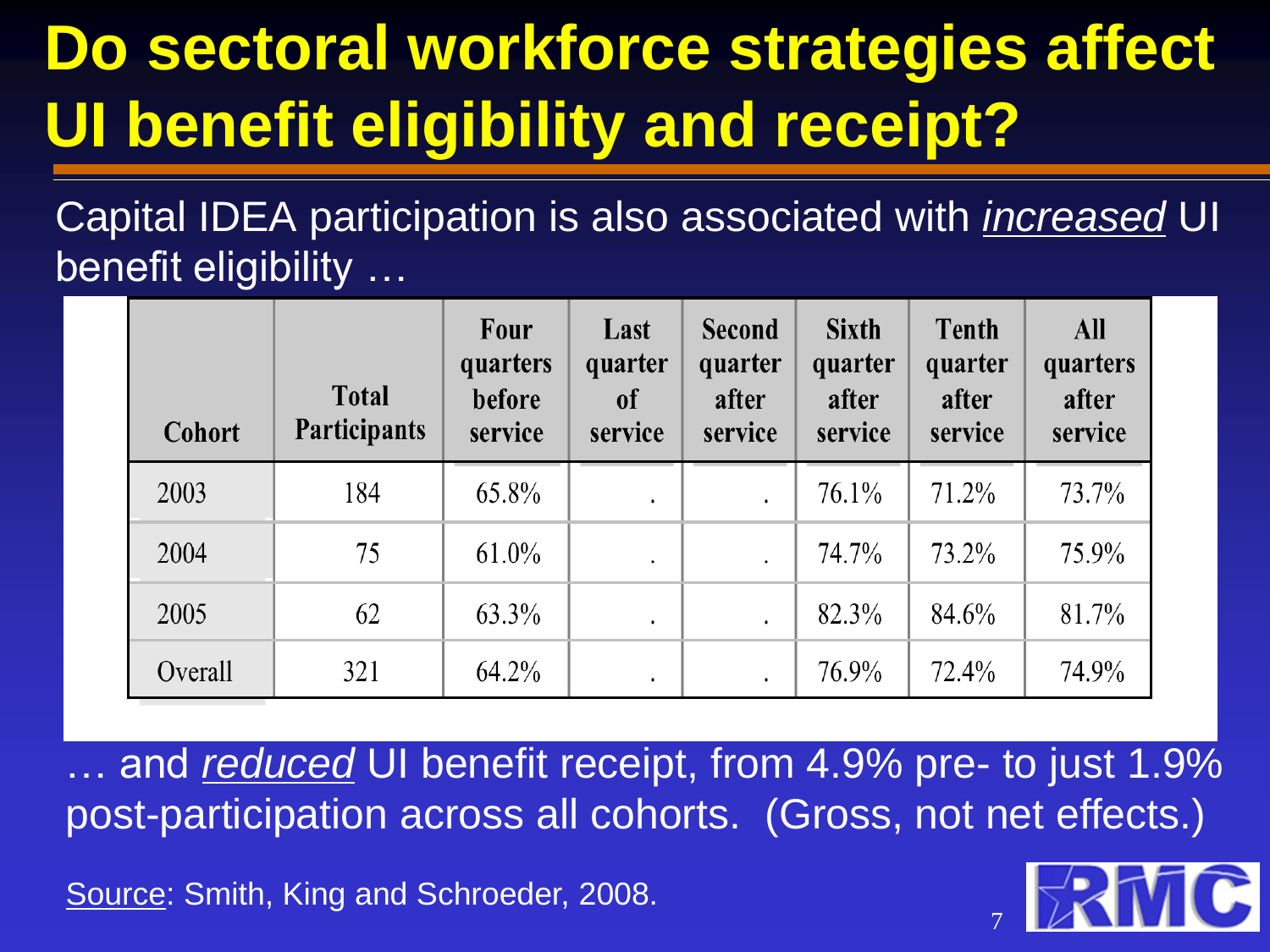# Do sectoral workforce strategies affect UI benefit eligibility and receipt?

Capital IDEA participation is also associated with *increased* UI benefit eligibility …

| Cohort | Total Participants | Four quarters before service | Last quarter of service | Second quarter after service | Sixth quarter after service | Tenth quarter after service | All quarters after service |
|---|---|---|---|---|---|---|---|
| 2003 | 184 | 65.8% | . | . | 76.1% | 71.2% | 73.7% |
| 2004 | 75 | 61.0% | . | . | 74.7% | 73.2% | 75.9% |
| 2005 | 62 | 63.3% | . | . | 82.3% | 84.6% | 81.7% |
| Overall | 321 | 64.2% | . | . | 76.9% | 72.4% | 74.9% |

… and *reduced* UI benefit receipt, from 4.9% pre- to just 1.9% post-participation across all cohorts. (Gross, not net effects.)

Source: Smith, King and Schroeder, 2008.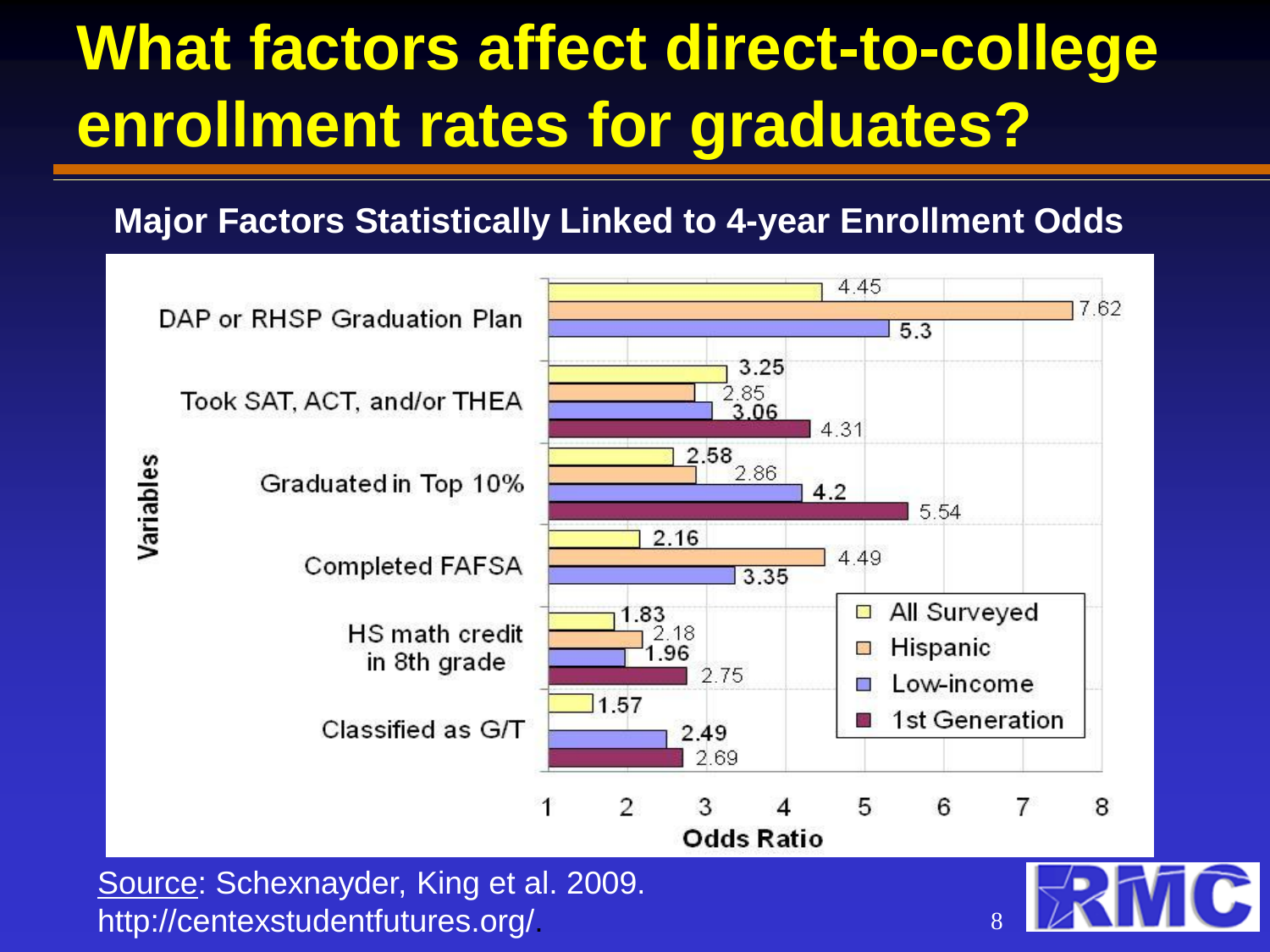# What factors affect direct-to-college enrollment rates for graduates?

**Major Factors Statistically Linked to 4-year Enrollment Odds**

| Variables | All Surveyed | Hispanic | Low-income | 1st Generation |
|---|---|---|---|---|
| DAP or RHSP Graduation Plan | 4.45 | 7.62 | 5.3 | |
| Took SAT, ACT, and/or THEA | 3.25 | 2.85 | 3.06 | 4.31 |
| Graduated in Top 10% | 2.58 | 2.86 | 4.2 | 5.54 |
| Completed FAFSA | 2.16 | 4.49 | 3.35 | |
| HS math credit in 8th grade | 1.83 | 2.18 | 1.96 | 2.75 |
| Classified as G/T | 1.57 | | 2.49 | 2.69 |

Odds Ratio

Source: Schexnayder, King et al. 2009. http://centexstudentfutures.org/.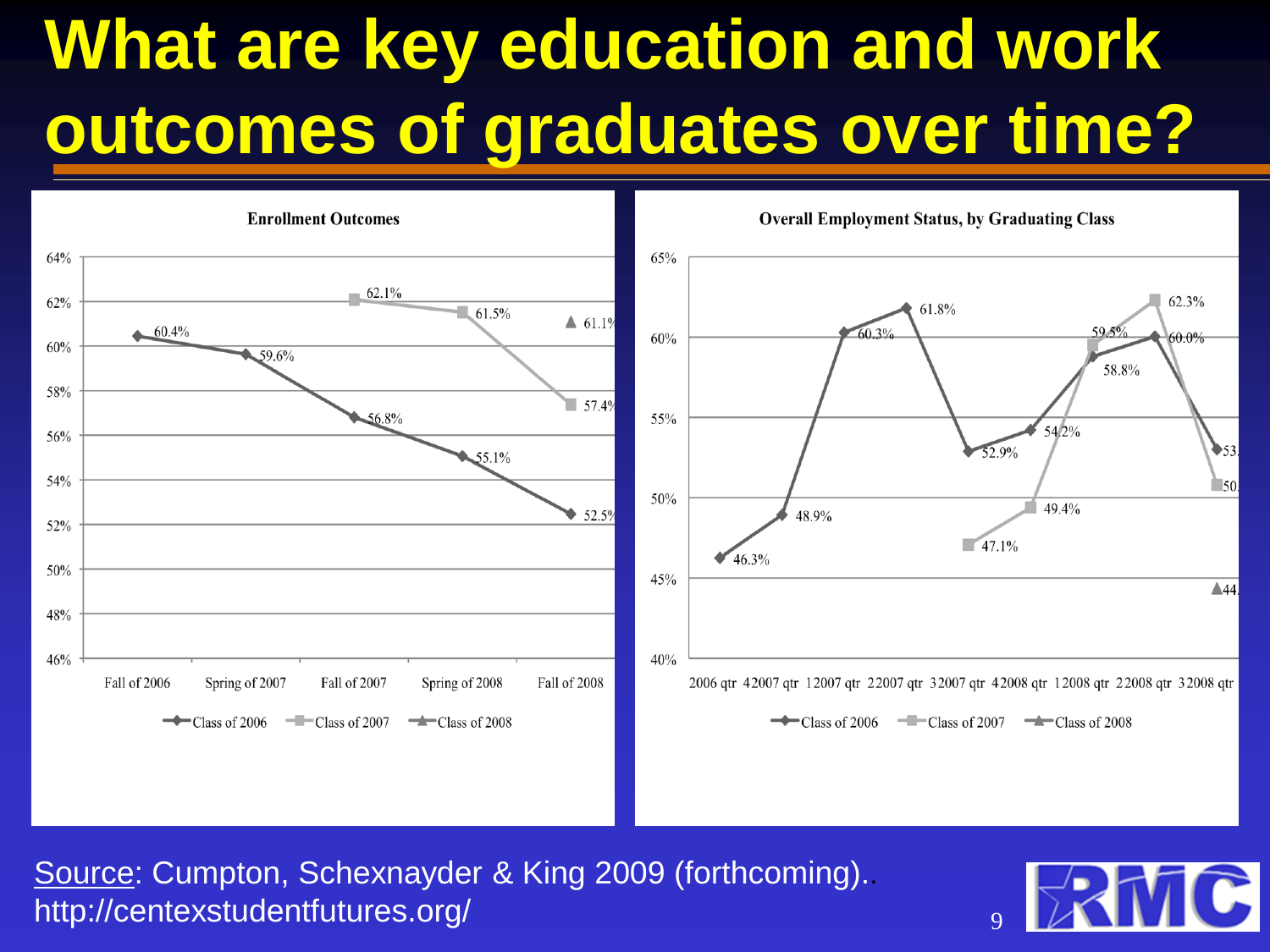# What are key education and work outcomes of graduates over time?

**Enrollment Outcomes**

| | Fall of 2006 | Spring of 2007 | Fall of 2007 | Spring of 2008 | Fall of 2008 |
|---|---|---|---|---|---|
| Class of 2006 | 60.4% | 59.6% | 56.8% | 55.1% | 52.5% |
| Class of 2007 | | | 62.1% | 61.5% | 57.4% |
| Class of 2008 | | | | | 61.1% |

**Overall Employment Status, by Graduating Class**

| | 2006 qtr 4 | 2007 qtr 1 | 2007 qtr 2 | 2007 qtr 3 | 2007 qtr 4 | 2008 qtr 1 | 2008 qtr 2 | 2008 qtr 3 |
|---|---|---|---|---|---|---|---|---|
| Class of 2006 | 46.3% | 48.9% | 60.3% | 61.8% | 52.9% | 54.2% | 58.8% | 60.0% | 53. |
| Class of 2007 | | | | | 47.1% | 49.4% | 59.5% | 62.3% | 50. |
| Class of 2008 | | | | | | | | | 44. |

Source: Cumpton, Schexnayder & King 2009 (forthcoming).. http://centexstudentfutures.org/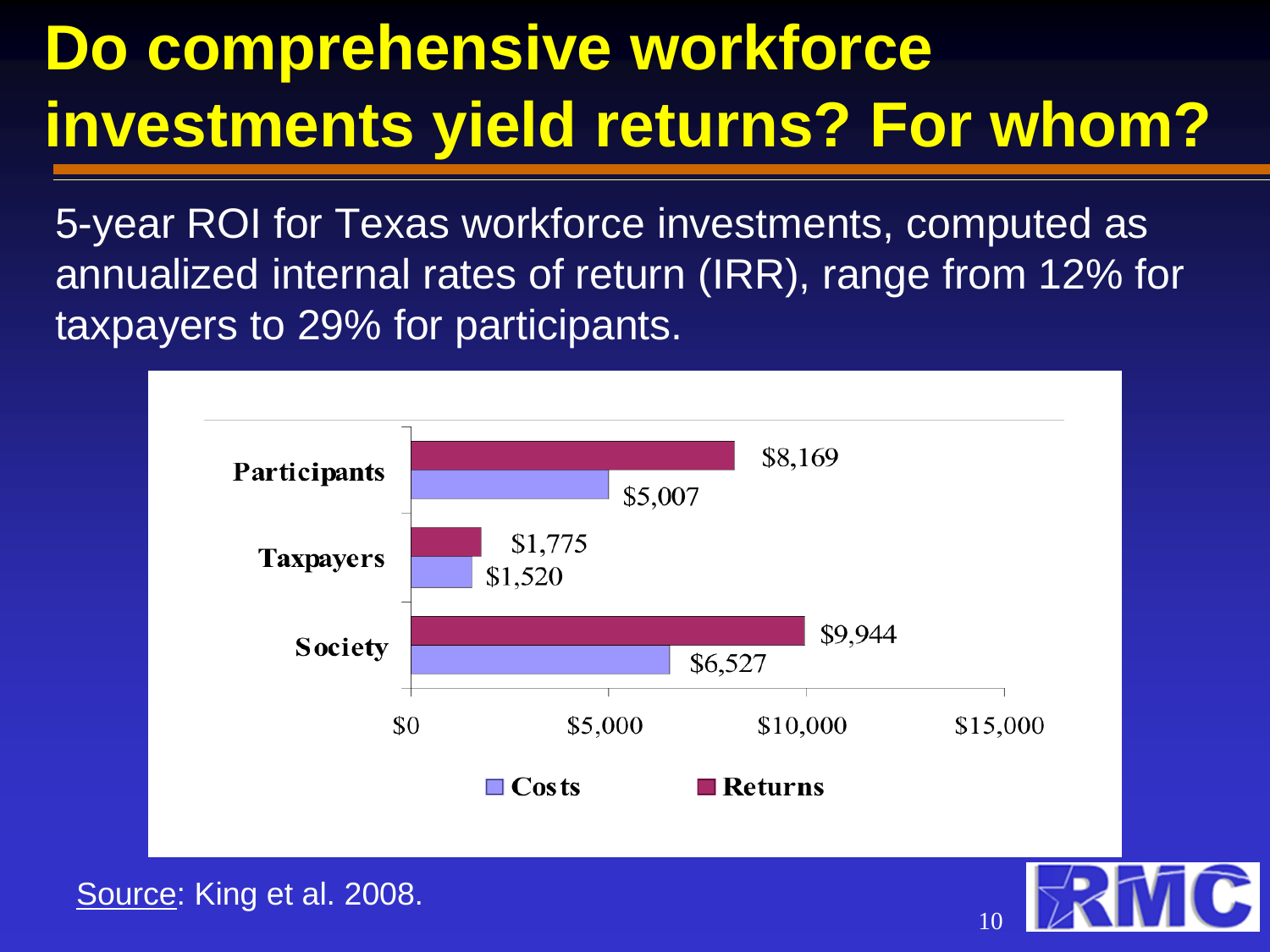# Do comprehensive workforce investments yield returns? For whom?

5-year ROI for Texas workforce investments, computed as annualized internal rates of return (IRR), range from 12% for taxpayers to 29% for participants.

| | Costs | Returns |
|---|---|---|
| Participants | $5,007 | $8,169 |
| Taxpayers | $1,520 | $1,775 |
| Society | $6,527 | $9,944 |

Source: King et al. 2008.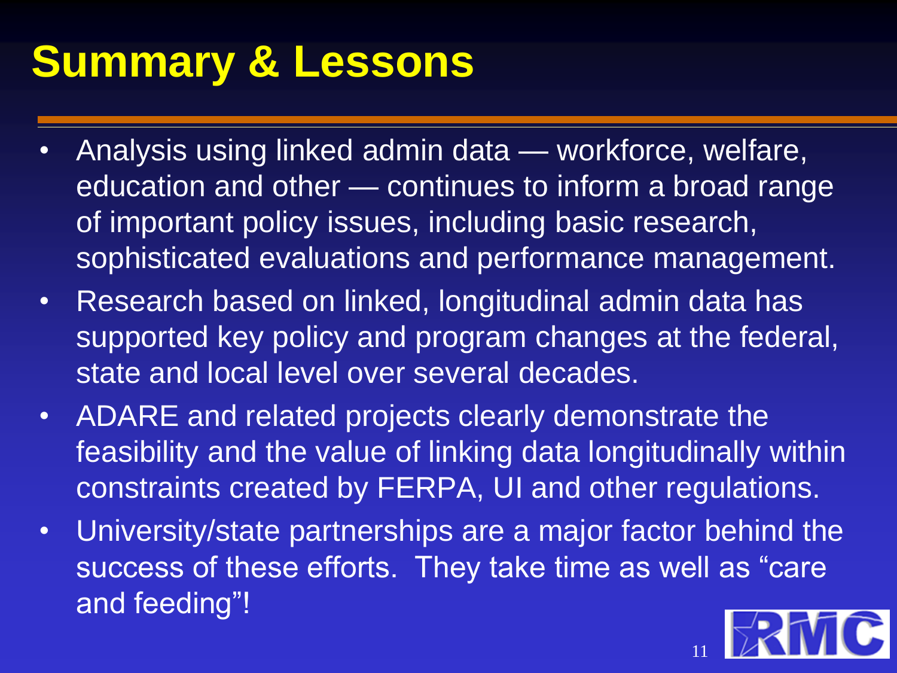# Summary & Lessons

- Analysis using linked admin data — workforce, welfare, education and other — continues to inform a broad range of important policy issues, including basic research, sophisticated evaluations and performance management.
- Research based on linked, longitudinal admin data has supported key policy and program changes at the federal, state and local level over several decades.
- ADARE and related projects clearly demonstrate the feasibility and the value of linking data longitudinally within constraints created by FERPA, UI and other regulations.
- University/state partnerships are a major factor behind the success of these efforts. They take time as well as "care and feeding"!